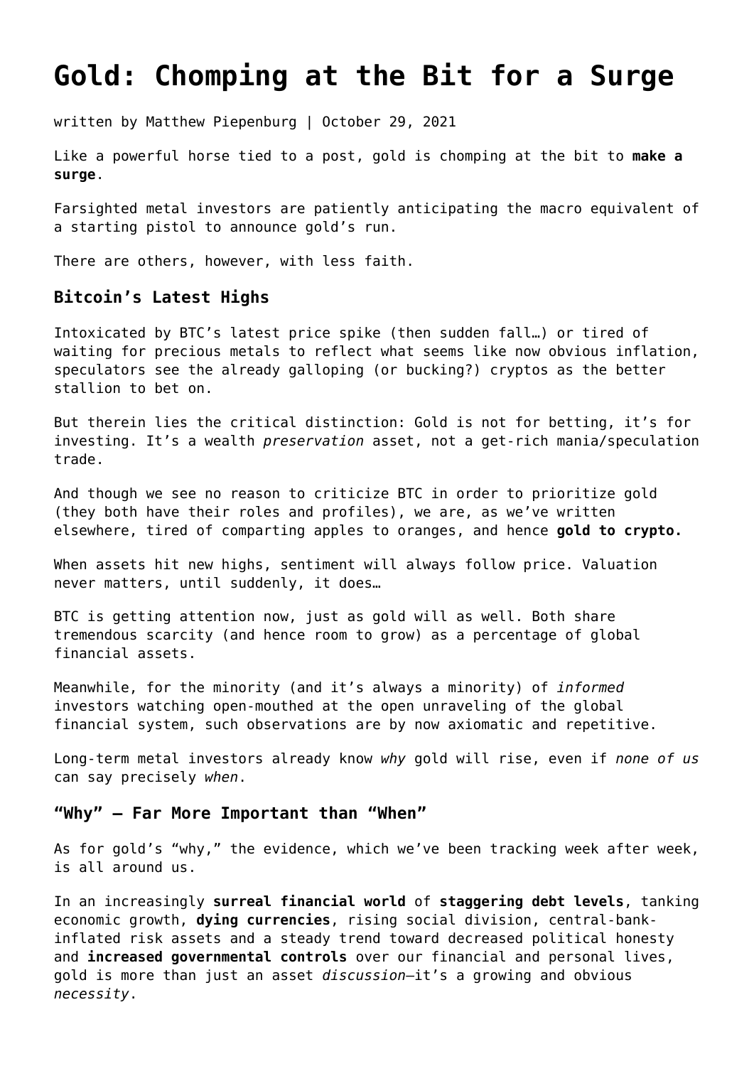# Gold: Chomping at the Bit for a Surge

written by Matthew Piepenburg | October 29, 2021

Like a powerful horse tied to a post, gold is chomping at the bit to **make a surge**.

Farsighted metal investors are patiently anticipating the macro equivalent of a starting pistol to announce gold's run.

There are others, however, with less faith.

### Bitcoin's Latest Highs

Intoxicated by BTC's latest price spike (then sudden fall…) or tired of waiting for precious metals to reflect what seems like now obvious inflation, speculators see the already galloping (or bucking?) cryptos as the better stallion to bet on.

But therein lies the critical distinction: Gold is not for betting, it's for investing. It's a wealth *preservation* asset, not a get-rich mania/speculation trade.

And though we see no reason to criticize BTC in order to prioritize gold (they both have their roles and profiles), we are, as we've written elsewhere, tired of comparting apples to oranges, and hence **gold to crypto.**

When assets hit new highs, sentiment will always follow price. Valuation never matters, until suddenly, it does…

BTC is getting attention now, just as gold will as well. Both share tremendous scarcity (and hence room to grow) as a percentage of global financial assets.

Meanwhile, for the minority (and it's always a minority) of *informed* investors watching open-mouthed at the open unraveling of the global financial system, such observations are by now axiomatic and repetitive.

Long-term metal investors already know *why* gold will rise, even if *none of us* can say precisely *when*.

### "Why" – Far More Important than "When"

As for gold's "why," the evidence, which we've been tracking week after week, is all around us.

In an increasingly **surreal financial world** of **staggering debt levels**, tanking economic growth, **dying currencies**, rising social division, central-bank-inflated risk assets and a steady trend toward decreased political honesty and **increased governmental controls** over our financial and personal lives, gold is more than just an asset *discussion*—it's a growing and obvious *necessity*.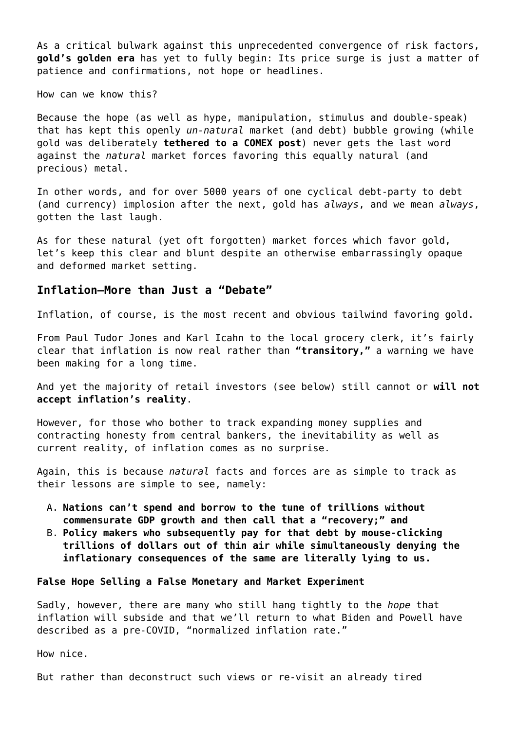As a critical bulwark against this unprecedented convergence of risk factors, **gold's golden era** has yet to fully begin: Its price surge is just a matter of patience and confirmations, not hope or headlines.

How can we know this?

Because the hope (as well as hype, manipulation, stimulus and double-speak) that has kept this openly *un-natural* market (and debt) bubble growing (while gold was deliberately **tethered to a COMEX post**) never gets the last word against the *natural* market forces favoring this equally natural (and precious) metal.

In other words, and for over 5000 years of one cyclical debt-party to debt (and currency) implosion after the next, gold has *always*, and we mean *always*, gotten the last laugh.

As for these natural (yet oft forgotten) market forces which favor gold, let's keep this clear and blunt despite an otherwise embarrassingly opaque and deformed market setting.

## Inflation—More than Just a "Debate"

Inflation, of course, is the most recent and obvious tailwind favoring gold.

From Paul Tudor Jones and Karl Icahn to the local grocery clerk, it's fairly clear that inflation is now real rather than **"transitory,"** a warning we have been making for a long time.

And yet the majority of retail investors (see below) still cannot or **will not accept inflation's reality**.

However, for those who bother to track expanding money supplies and contracting honesty from central bankers, the inevitability as well as current reality, of inflation comes as no surprise.

Again, this is because *natural* facts and forces are as simple to track as their lessons are simple to see, namely:

A. **Nations can't spend and borrow to the tune of trillions without commensurate GDP growth and then call that a "recovery;" and**
B. **Policy makers who subsequently pay for that debt by mouse-clicking trillions of dollars out of thin air while simultaneously denying the inflationary consequences of the same are literally lying to us.**

**False Hope Selling a False Monetary and Market Experiment**

Sadly, however, there are many who still hang tightly to the *hope* that inflation will subside and that we'll return to what Biden and Powell have described as a pre-COVID, "normalized inflation rate."

How nice.

But rather than deconstruct such views or re-visit an already tired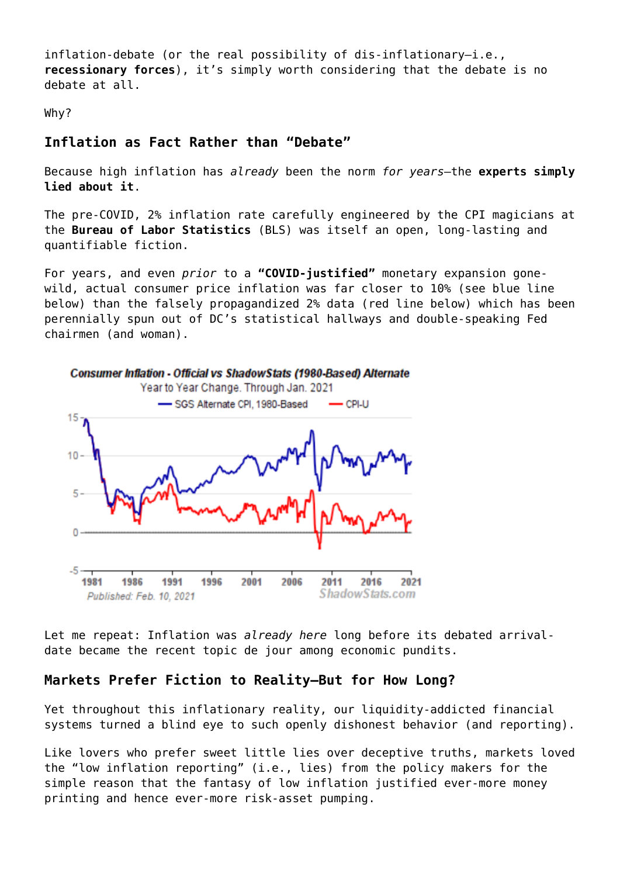inflation-debate (or the real possibility of dis-inflationary—i.e., **recessionary forces**), it's simply worth considering that the debate is no debate at all.

Why?

### Inflation as Fact Rather than "Debate"

Because high inflation has *already* been the norm *for years*—the **experts simply lied about it**.

The pre-COVID, 2% inflation rate carefully engineered by the CPI magicians at the **Bureau of Labor Statistics** (BLS) was itself an open, long-lasting and quantifiable fiction.

For years, and even *prior* to a **"COVID-justified"** monetary expansion gone-wild, actual consumer price inflation was far closer to 10% (see blue line below) than the falsely propagandized 2% data (red line below) which has been perennially spun out of DC's statistical hallways and double-speaking Fed chairmen (and woman).

Let me repeat: Inflation was *already here* long before its debated arrival-date became the recent topic de jour among economic pundits.

### Markets Prefer Fiction to Reality—But for How Long?

Yet throughout this inflationary reality, our liquidity-addicted financial systems turned a blind eye to such openly dishonest behavior (and reporting).

Like lovers who prefer sweet little lies over deceptive truths, markets loved the "low inflation reporting" (i.e., lies) from the policy makers for the simple reason that the fantasy of low inflation justified ever-more money printing and hence ever-more risk-asset pumping.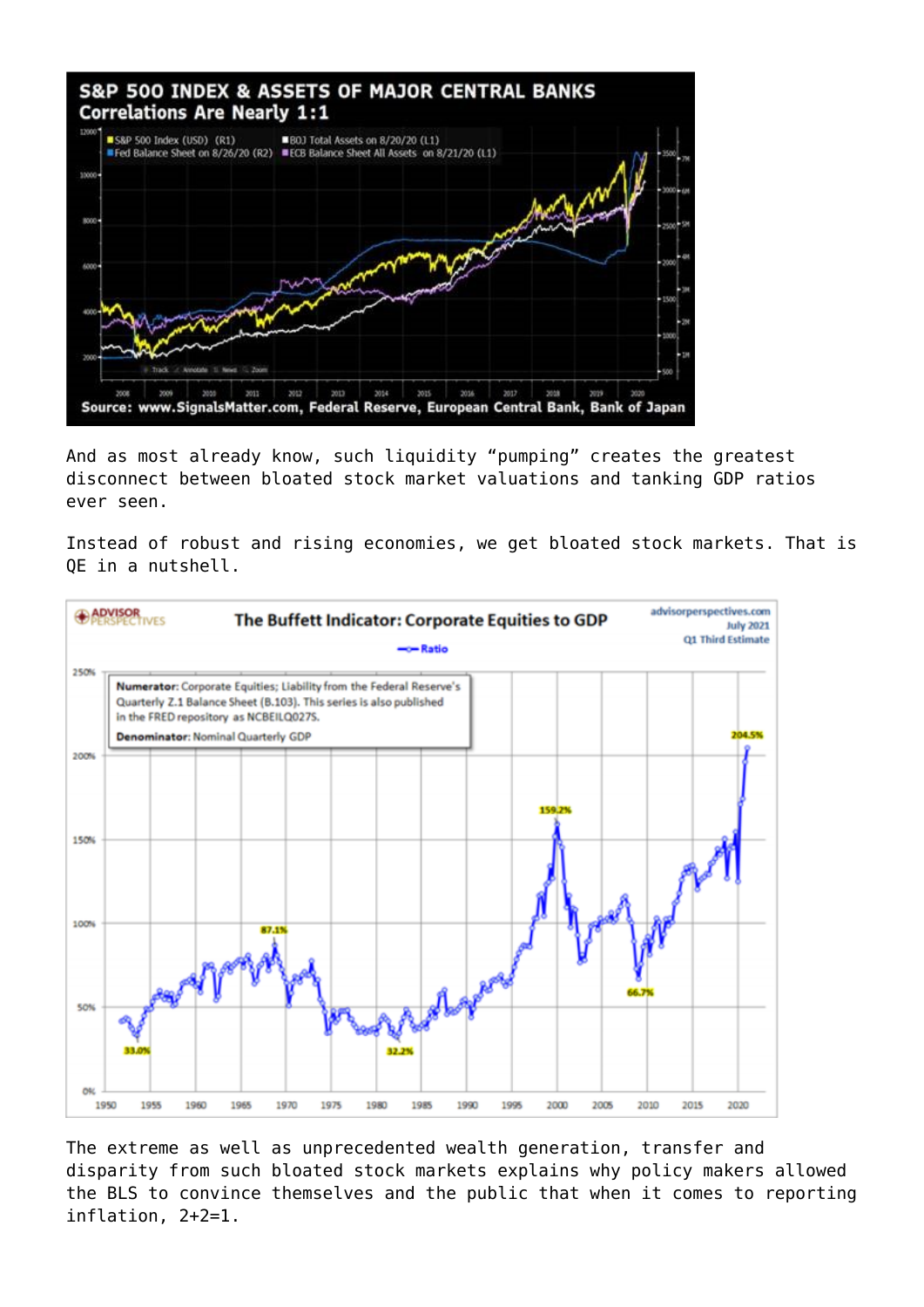And as most already know, such liquidity "pumping" creates the greatest disconnect between bloated stock market valuations and tanking GDP ratios ever seen.

Instead of robust and rising economies, we get bloated stock markets. That is QE in a nutshell.

The extreme as well as unprecedented wealth generation, transfer and disparity from such bloated stock markets explains why policy makers allowed the BLS to convince themselves and the public that when it comes to reporting inflation, 2+2=1.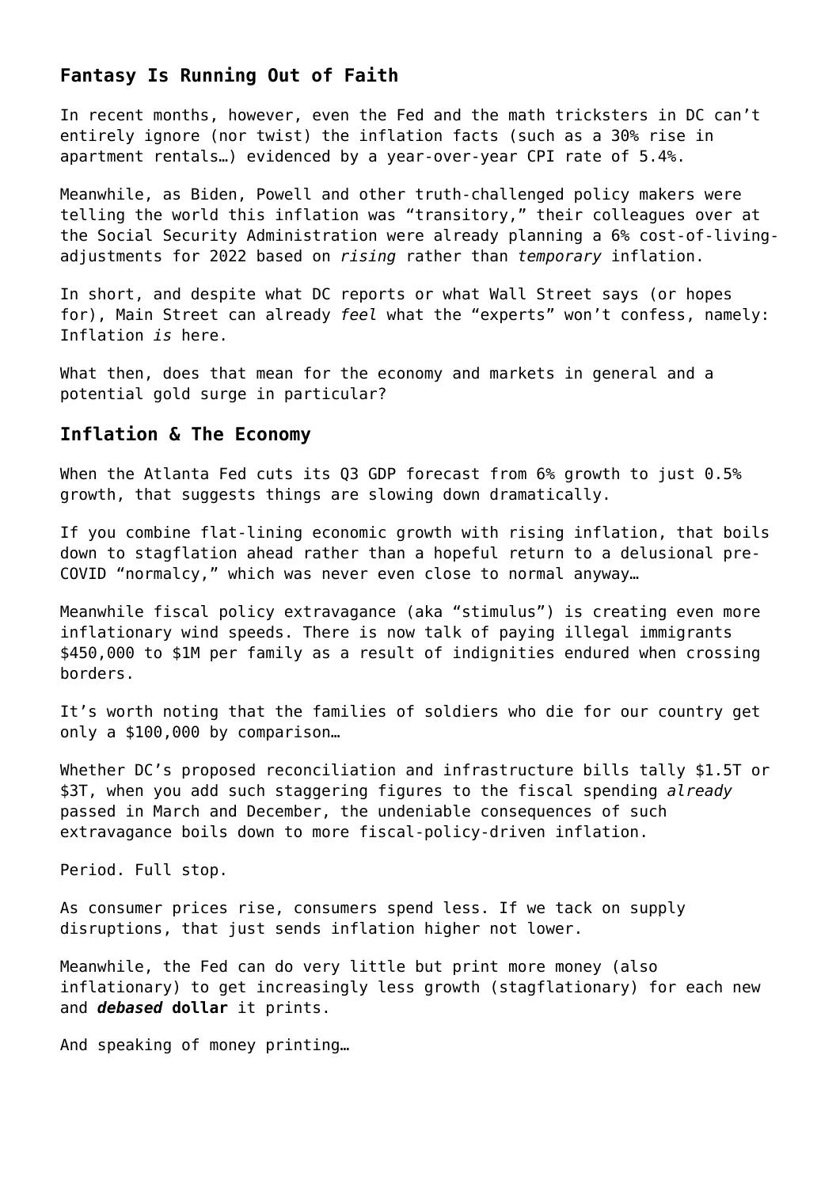## Fantasy Is Running Out of Faith

In recent months, however, even the Fed and the math tricksters in DC can't entirely ignore (nor twist) the inflation facts (such as a 30% rise in apartment rentals…) evidenced by a year-over-year CPI rate of 5.4%.

Meanwhile, as Biden, Powell and other truth-challenged policy makers were telling the world this inflation was "transitory," their colleagues over at the Social Security Administration were already planning a 6% cost-of-living-adjustments for 2022 based on *rising* rather than *temporary* inflation.

In short, and despite what DC reports or what Wall Street says (or hopes for), Main Street can already *feel* what the "experts" won't confess, namely: Inflation *is* here.

What then, does that mean for the economy and markets in general and a potential gold surge in particular?

## Inflation & The Economy

When the Atlanta Fed cuts its Q3 GDP forecast from 6% growth to just 0.5% growth, that suggests things are slowing down dramatically.

If you combine flat-lining economic growth with rising inflation, that boils down to stagflation ahead rather than a hopeful return to a delusional pre-COVID "normalcy," which was never even close to normal anyway…

Meanwhile fiscal policy extravagance (aka "stimulus") is creating even more inflationary wind speeds. There is now talk of paying illegal immigrants $450,000 to $1M per family as a result of indignities endured when crossing borders.

It's worth noting that the families of soldiers who die for our country get only a $100,000 by comparison…

Whether DC's proposed reconciliation and infrastructure bills tally $1.5T or $3T, when you add such staggering figures to the fiscal spending *already* passed in March and December, the undeniable consequences of such extravagance boils down to more fiscal-policy-driven inflation.

Period. Full stop.

As consumer prices rise, consumers spend less. If we tack on supply disruptions, that just sends inflation higher not lower.

Meanwhile, the Fed can do very little but print more money (also inflationary) to get increasingly less growth (stagflationary) for each new and ***debased* dollar** it prints.

And speaking of money printing…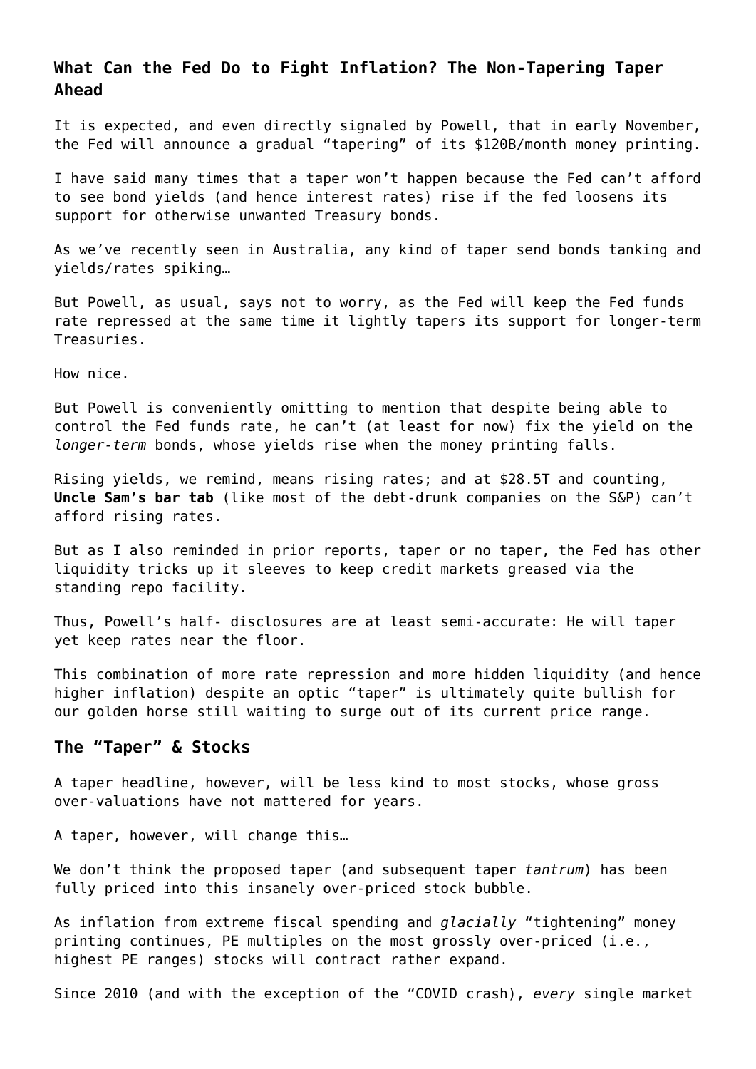## What Can the Fed Do to Fight Inflation? The Non-Tapering Taper Ahead

It is expected, and even directly signaled by Powell, that in early November, the Fed will announce a gradual "tapering" of its $120B/month money printing.

I have said many times that a taper won't happen because the Fed can't afford to see bond yields (and hence interest rates) rise if the fed loosens its support for otherwise unwanted Treasury bonds.

As we've recently seen in Australia, any kind of taper send bonds tanking and yields/rates spiking…

But Powell, as usual, says not to worry, as the Fed will keep the Fed funds rate repressed at the same time it lightly tapers its support for longer-term Treasuries.

How nice.

But Powell is conveniently omitting to mention that despite being able to control the Fed funds rate, he can't (at least for now) fix the yield on the *longer-term* bonds, whose yields rise when the money printing falls.

Rising yields, we remind, means rising rates; and at $28.5T and counting, **Uncle Sam's bar tab** (like most of the debt-drunk companies on the S&P) can't afford rising rates.

But as I also reminded in prior reports, taper or no taper, the Fed has other liquidity tricks up it sleeves to keep credit markets greased via the standing repo facility.

Thus, Powell's half- disclosures are at least semi-accurate: He will taper yet keep rates near the floor.

This combination of more rate repression and more hidden liquidity (and hence higher inflation) despite an optic "taper" is ultimately quite bullish for our golden horse still waiting to surge out of its current price range.

### The "Taper" & Stocks

A taper headline, however, will be less kind to most stocks, whose gross over-valuations have not mattered for years.

A taper, however, will change this…

We don't think the proposed taper (and subsequent taper *tantrum*) has been fully priced into this insanely over-priced stock bubble.

As inflation from extreme fiscal spending and *glacially* "tightening" money printing continues, PE multiples on the most grossly over-priced (i.e., highest PE ranges) stocks will contract rather expand.

Since 2010 (and with the exception of the "COVID crash), *every* single market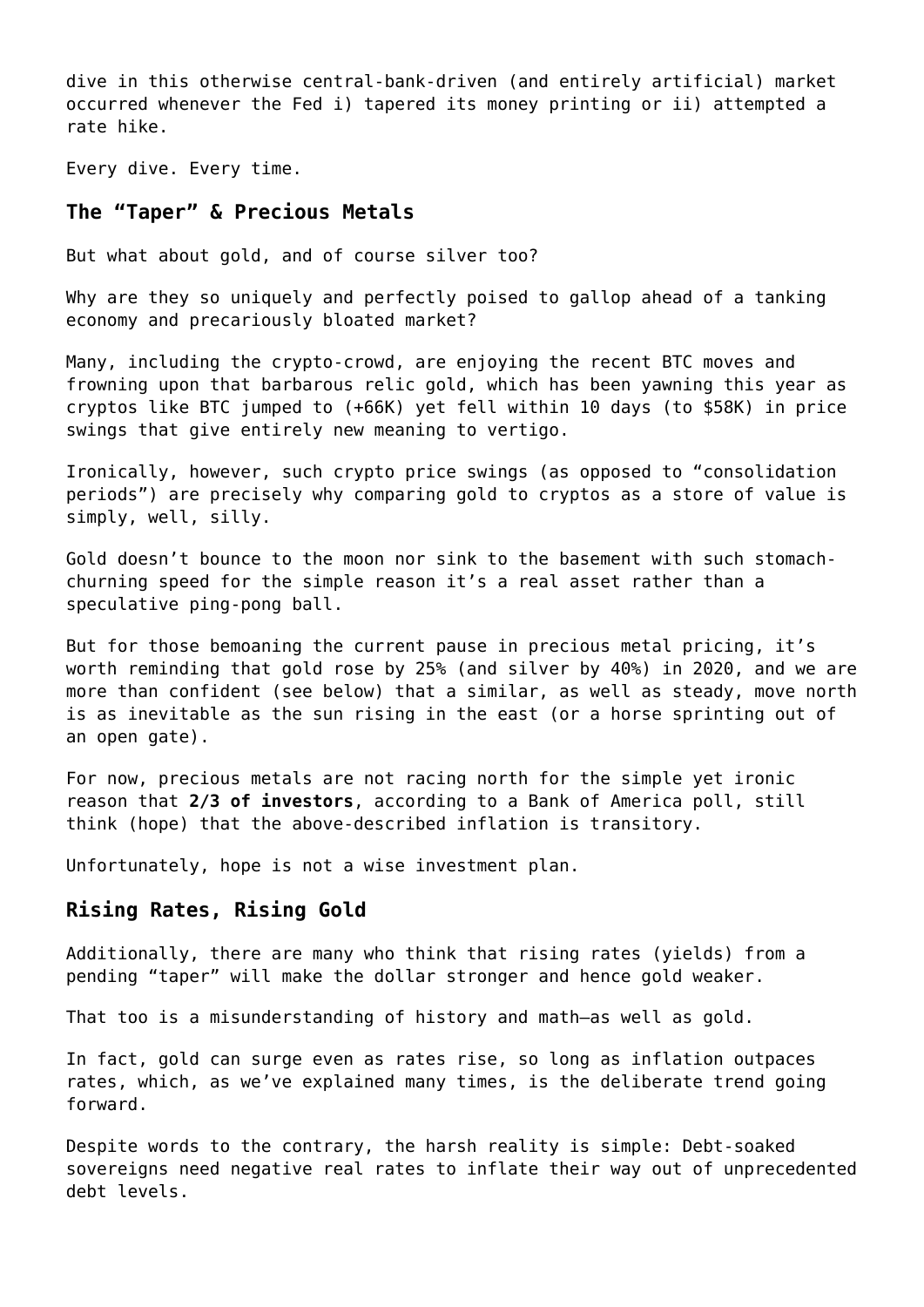dive in this otherwise central-bank-driven (and entirely artificial) market occurred whenever the Fed i) tapered its money printing or ii) attempted a rate hike.

Every dive. Every time.

### The "Taper" & Precious Metals

But what about gold, and of course silver too?

Why are they so uniquely and perfectly poised to gallop ahead of a tanking economy and precariously bloated market?

Many, including the crypto-crowd, are enjoying the recent BTC moves and frowning upon that barbarous relic gold, which has been yawning this year as cryptos like BTC jumped to (+66K) yet fell within 10 days (to $58K) in price swings that give entirely new meaning to vertigo.

Ironically, however, such crypto price swings (as opposed to "consolidation periods") are precisely why comparing gold to cryptos as a store of value is simply, well, silly.

Gold doesn't bounce to the moon nor sink to the basement with such stomach-churning speed for the simple reason it's a real asset rather than a speculative ping-pong ball.

But for those bemoaning the current pause in precious metal pricing, it's worth reminding that gold rose by 25% (and silver by 40%) in 2020, and we are more than confident (see below) that a similar, as well as steady, move north is as inevitable as the sun rising in the east (or a horse sprinting out of an open gate).

For now, precious metals are not racing north for the simple yet ironic reason that **2/3 of investors**, according to a Bank of America poll, still think (hope) that the above-described inflation is transitory.

Unfortunately, hope is not a wise investment plan.

### Rising Rates, Rising Gold

Additionally, there are many who think that rising rates (yields) from a pending "taper" will make the dollar stronger and hence gold weaker.

That too is a misunderstanding of history and math—as well as gold.

In fact, gold can surge even as rates rise, so long as inflation outpaces rates, which, as we've explained many times, is the deliberate trend going forward.

Despite words to the contrary, the harsh reality is simple: Debt-soaked sovereigns need negative real rates to inflate their way out of unprecedented debt levels.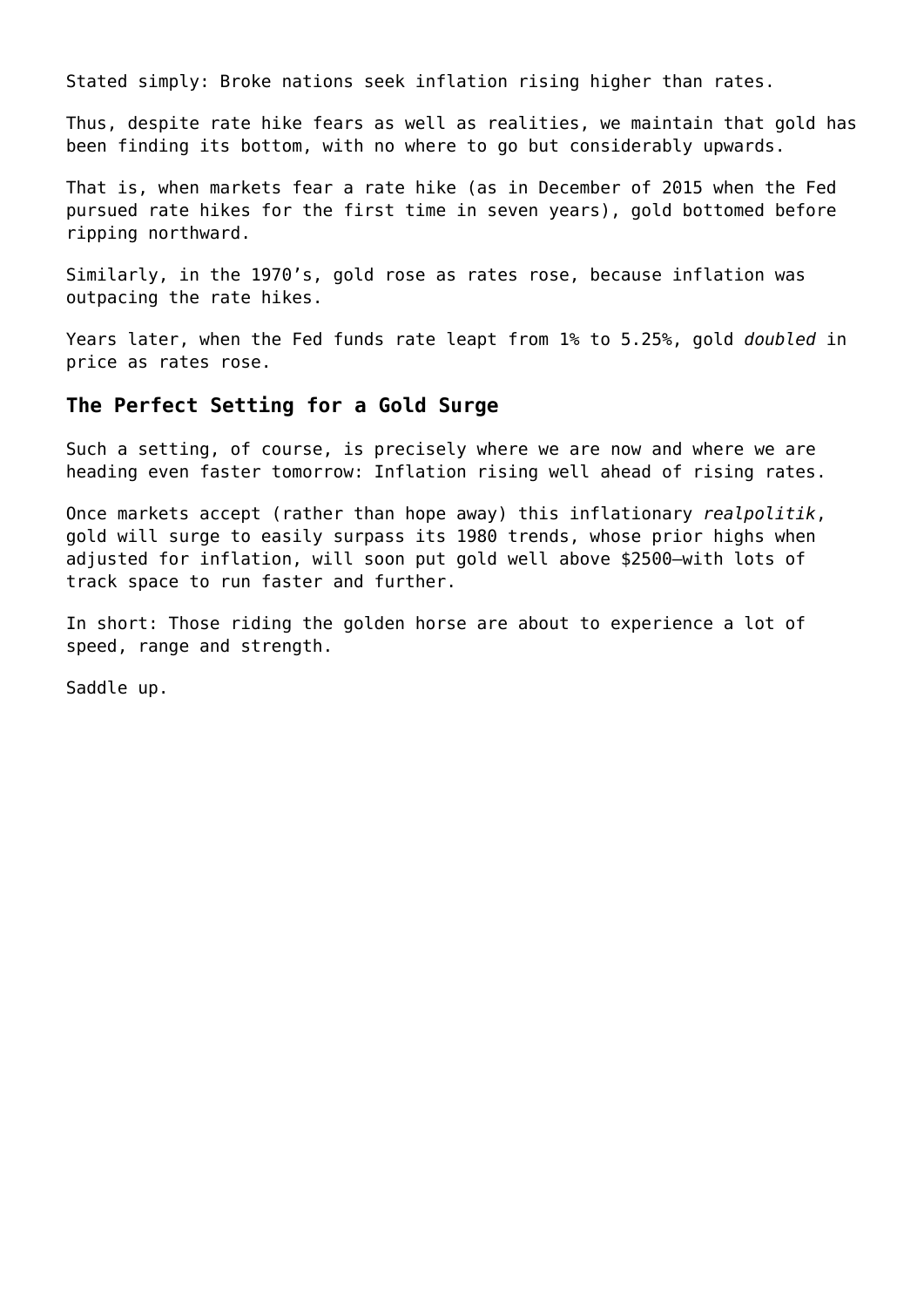Stated simply: Broke nations seek inflation rising higher than rates.

Thus, despite rate hike fears as well as realities, we maintain that gold has been finding its bottom, with no where to go but considerably upwards.

That is, when markets fear a rate hike (as in December of 2015 when the Fed pursued rate hikes for the first time in seven years), gold bottomed before ripping northward.

Similarly, in the 1970's, gold rose as rates rose, because inflation was outpacing the rate hikes.

Years later, when the Fed funds rate leapt from 1% to 5.25%, gold *doubled* in price as rates rose.

## The Perfect Setting for a Gold Surge

Such a setting, of course, is precisely where we are now and where we are heading even faster tomorrow: Inflation rising well ahead of rising rates.

Once markets accept (rather than hope away) this inflationary *realpolitik*, gold will surge to easily surpass its 1980 trends, whose prior highs when adjusted for inflation, will soon put gold well above $2500—with lots of track space to run faster and further.

In short: Those riding the golden horse are about to experience a lot of speed, range and strength.

Saddle up.